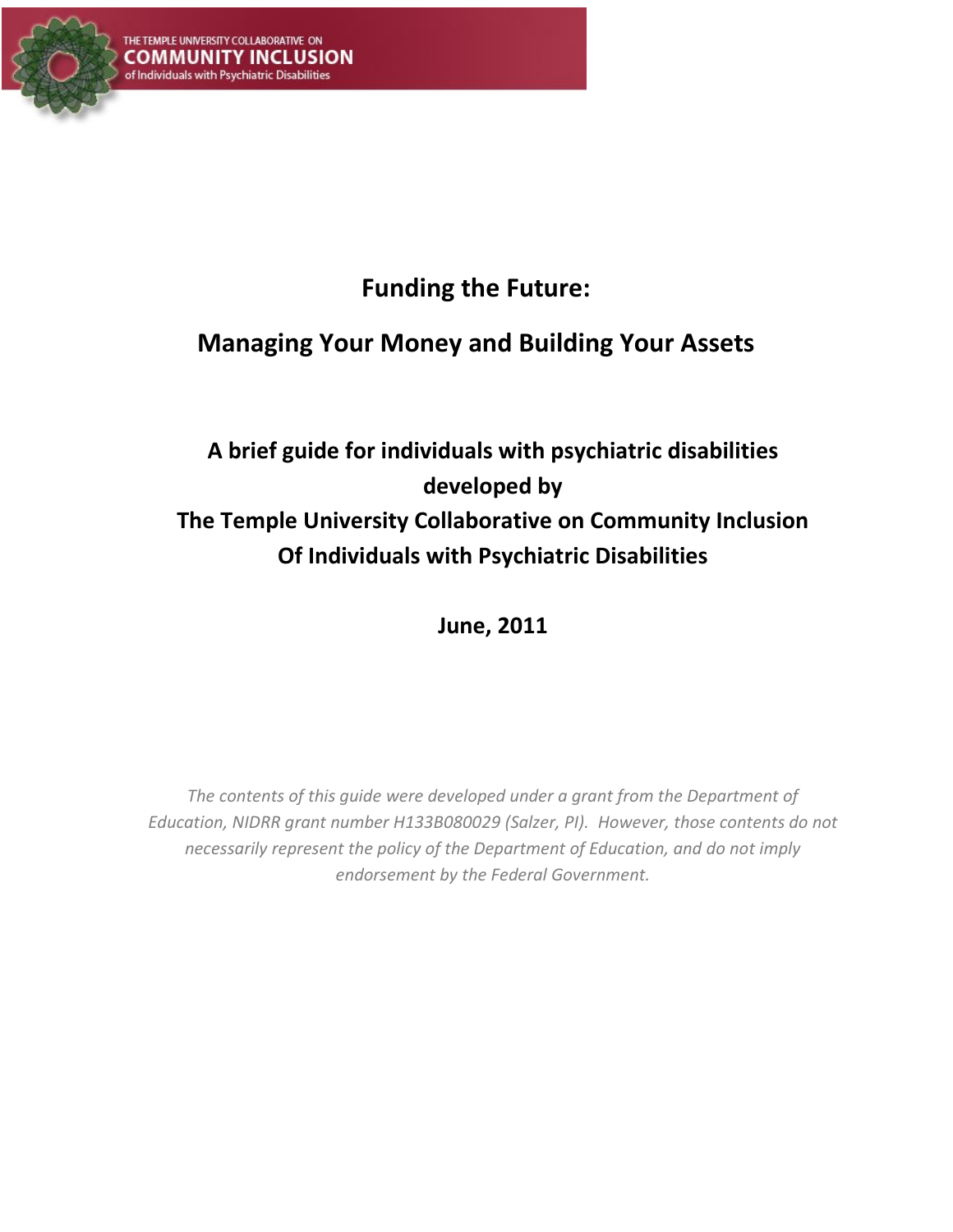THE TEMPLE UNIVERSITY COLLABORATIVE ON
**COMMUNITY INCLUSION**
of Individuals with Psychiatric Disabilities

# Funding the Future:

# Managing Your Money and Building Your Assets

**A brief guide for individuals with psychiatric disabilities developed by The Temple University Collaborative on Community Inclusion Of Individuals with Psychiatric Disabilities**

**June, 2011**

*The contents of this guide were developed under a grant from the Department of Education, NIDRR grant number H133B080029 (Salzer, PI). However, those contents do not necessarily represent the policy of the Department of Education, and do not imply endorsement by the Federal Government.*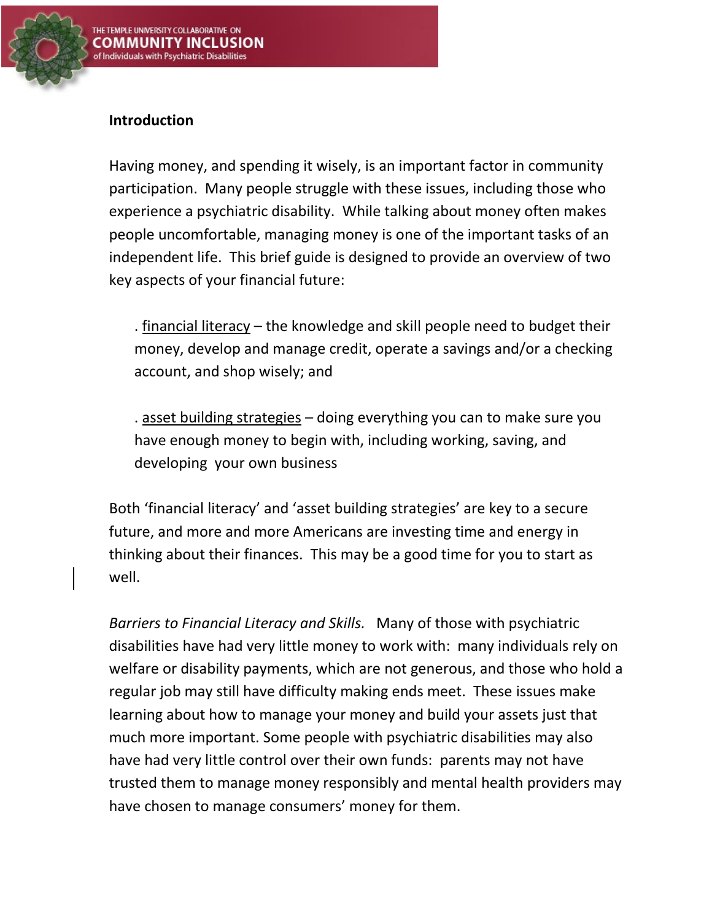## Introduction

Having money, and spending it wisely, is an important factor in community participation. Many people struggle with these issues, including those who experience a psychiatric disability. While talking about money often makes people uncomfortable, managing money is one of the important tasks of an independent life. This brief guide is designed to provide an overview of two key aspects of your financial future:

- financial literacy – the knowledge and skill people need to budget their money, develop and manage credit, operate a savings and/or a checking account, and shop wisely; and

- asset building strategies – doing everything you can to make sure you have enough money to begin with, including working, saving, and developing your own business

Both 'financial literacy' and 'asset building strategies' are key to a secure future, and more and more Americans are investing time and energy in thinking about their finances. This may be a good time for you to start as well.

*Barriers to Financial Literacy and Skills.* Many of those with psychiatric disabilities have had very little money to work with: many individuals rely on welfare or disability payments, which are not generous, and those who hold a regular job may still have difficulty making ends meet. These issues make learning about how to manage your money and build your assets just that much more important. Some people with psychiatric disabilities may also have had very little control over their own funds: parents may not have trusted them to manage money responsibly and mental health providers may have chosen to manage consumers' money for them.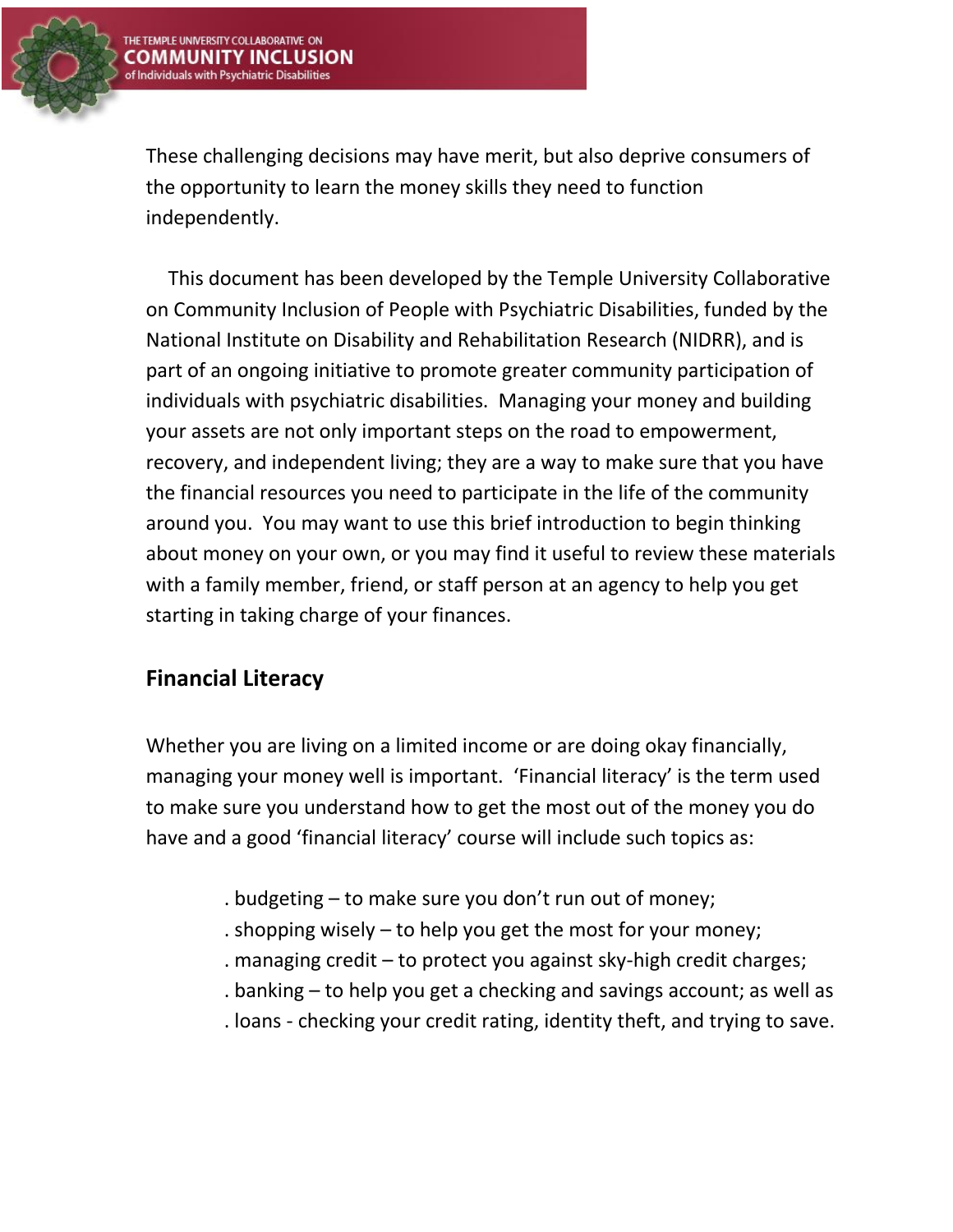These challenging decisions may have merit, but also deprive consumers of the opportunity to learn the money skills they need to function independently.

This document has been developed by the Temple University Collaborative on Community Inclusion of People with Psychiatric Disabilities, funded by the National Institute on Disability and Rehabilitation Research (NIDRR), and is part of an ongoing initiative to promote greater community participation of individuals with psychiatric disabilities. Managing your money and building your assets are not only important steps on the road to empowerment, recovery, and independent living; they are a way to make sure that you have the financial resources you need to participate in the life of the community around you. You may want to use this brief introduction to begin thinking about money on your own, or you may find it useful to review these materials with a family member, friend, or staff person at an agency to help you get starting in taking charge of your finances.

## Financial Literacy

Whether you are living on a limited income or are doing okay financially, managing your money well is important. 'Financial literacy' is the term used to make sure you understand how to get the most out of the money you do have and a good 'financial literacy' course will include such topics as:

- budgeting – to make sure you don't run out of money;
- shopping wisely – to help you get the most for your money;
- managing credit – to protect you against sky-high credit charges;
- banking – to help you get a checking and savings account; as well as
- loans - checking your credit rating, identity theft, and trying to save.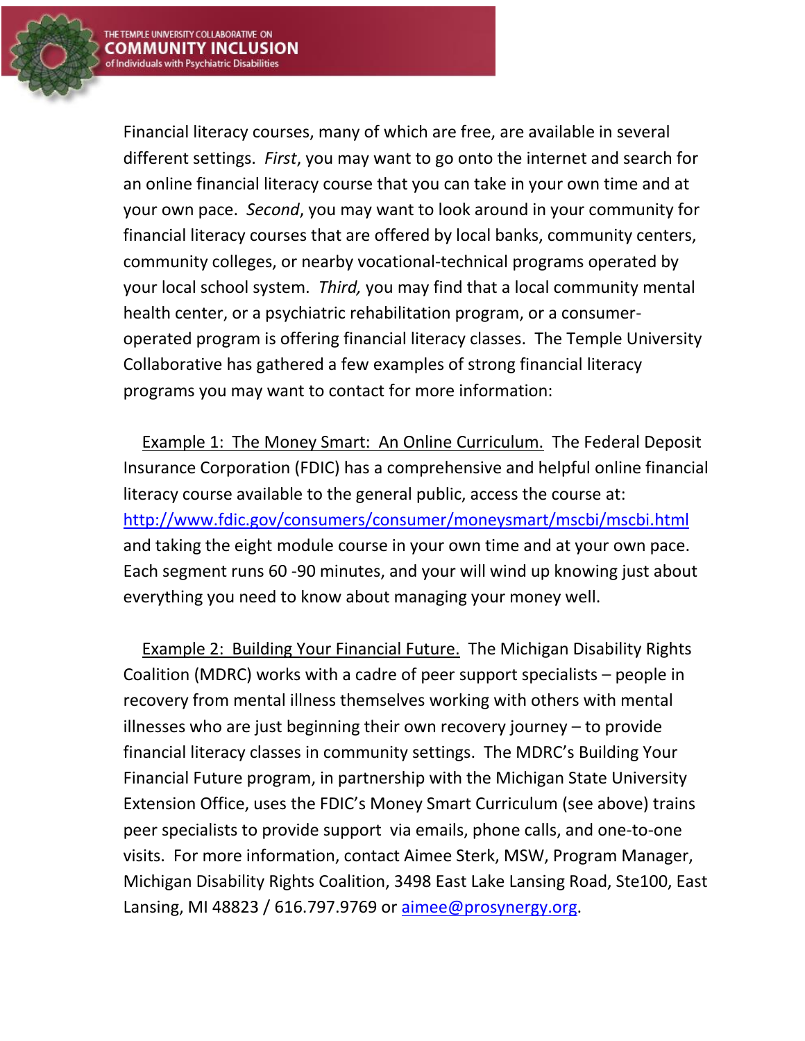Financial literacy courses, many of which are free, are available in several different settings. *First*, you may want to go onto the internet and search for an online financial literacy course that you can take in your own time and at your own pace. *Second*, you may want to look around in your community for financial literacy courses that are offered by local banks, community centers, community colleges, or nearby vocational-technical programs operated by your local school system. *Third,* you may find that a local community mental health center, or a psychiatric rehabilitation program, or a consumer-operated program is offering financial literacy classes. The Temple University Collaborative has gathered a few examples of strong financial literacy programs you may want to contact for more information:

Example 1: The Money Smart: An Online Curriculum. The Federal Deposit Insurance Corporation (FDIC) has a comprehensive and helpful online financial literacy course available to the general public, access the course at: [http://www.fdic.gov/consumers/consumer/moneysmart/mscbi/mscbi.html](http://www.fdic.gov/consumers/consumer/moneysmart/mscbi/mscbi.html) and taking the eight module course in your own time and at your own pace. Each segment runs 60 -90 minutes, and your will wind up knowing just about everything you need to know about managing your money well.

Example 2: Building Your Financial Future. The Michigan Disability Rights Coalition (MDRC) works with a cadre of peer support specialists – people in recovery from mental illness themselves working with others with mental illnesses who are just beginning their own recovery journey – to provide financial literacy classes in community settings. The MDRC's Building Your Financial Future program, in partnership with the Michigan State University Extension Office, uses the FDIC's Money Smart Curriculum (see above) trains peer specialists to provide support via emails, phone calls, and one-to-one visits. For more information, contact Aimee Sterk, MSW, Program Manager, Michigan Disability Rights Coalition, 3498 East Lake Lansing Road, Ste100, East Lansing, MI 48823 / 616.797.9769 or [aimee@prosynergy.org](mailto:aimee@prosynergy.org).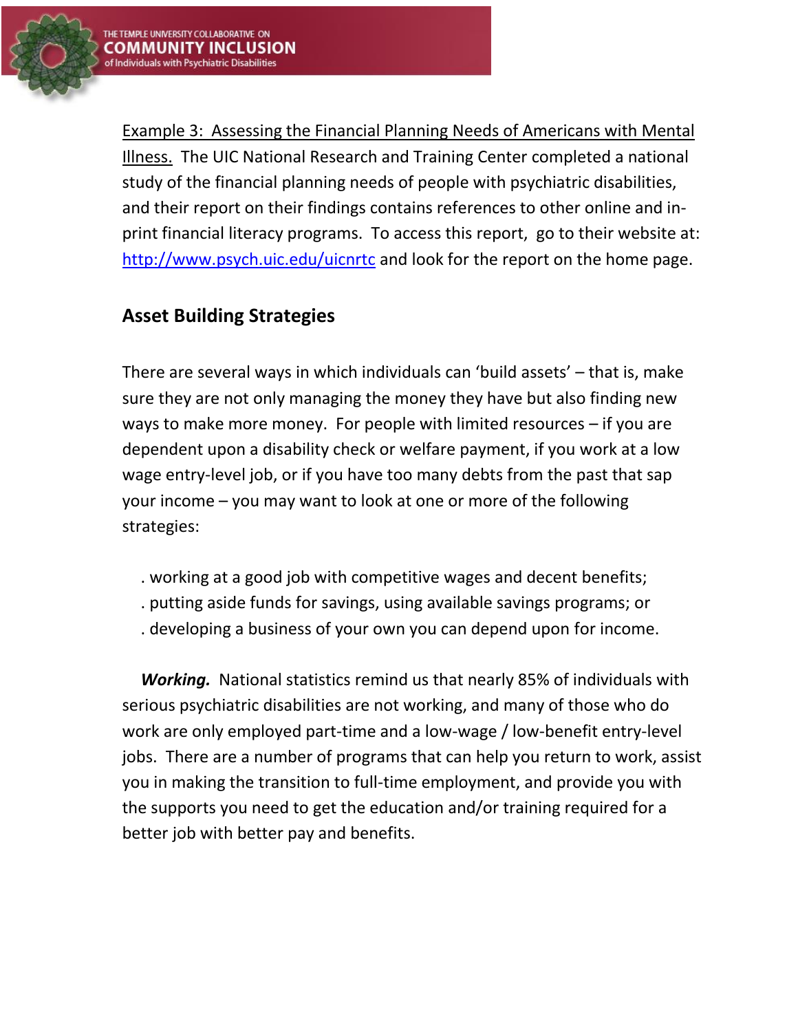Example 3: Assessing the Financial Planning Needs of Americans with Mental Illness. The UIC National Research and Training Center completed a national study of the financial planning needs of people with psychiatric disabilities, and their report on their findings contains references to other online and in-print financial literacy programs. To access this report, go to their website at: [http://www.psych.uic.edu/uicnrtc](http://www.psych.uic.edu/uicnrtc) and look for the report on the home page.

## Asset Building Strategies

There are several ways in which individuals can 'build assets' – that is, make sure they are not only managing the money they have but also finding new ways to make more money. For people with limited resources – if you are dependent upon a disability check or welfare payment, if you work at a low wage entry-level job, or if you have too many debts from the past that sap your income – you may want to look at one or more of the following strategies:

- working at a good job with competitive wages and decent benefits;
- putting aside funds for savings, using available savings programs; or
- developing a business of your own you can depend upon for income.

***Working.*** National statistics remind us that nearly 85% of individuals with serious psychiatric disabilities are not working, and many of those who do work are only employed part-time and a low-wage / low-benefit entry-level jobs. There are a number of programs that can help you return to work, assist you in making the transition to full-time employment, and provide you with the supports you need to get the education and/or training required for a better job with better pay and benefits.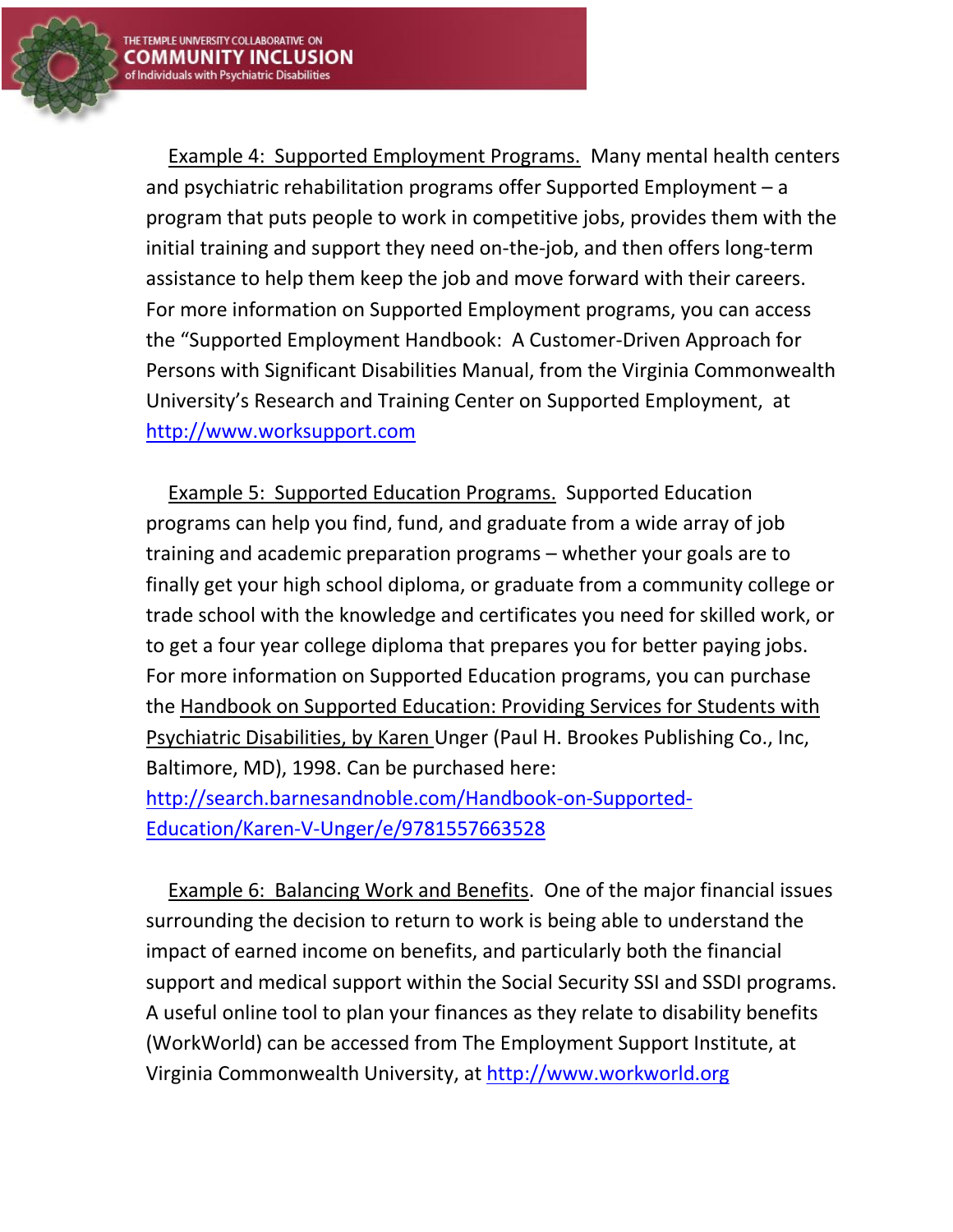Example 4: Supported Employment Programs. Many mental health centers and psychiatric rehabilitation programs offer Supported Employment – a program that puts people to work in competitive jobs, provides them with the initial training and support they need on-the-job, and then offers long-term assistance to help them keep the job and move forward with their careers. For more information on Supported Employment programs, you can access the "Supported Employment Handbook: A Customer-Driven Approach for Persons with Significant Disabilities Manual, from the Virginia Commonwealth University's Research and Training Center on Supported Employment, at http://www.worksupport.com

Example 5: Supported Education Programs. Supported Education programs can help you find, fund, and graduate from a wide array of job training and academic preparation programs – whether your goals are to finally get your high school diploma, or graduate from a community college or trade school with the knowledge and certificates you need for skilled work, or to get a four year college diploma that prepares you for better paying jobs. For more information on Supported Education programs, you can purchase the Handbook on Supported Education: Providing Services for Students with Psychiatric Disabilities, by Karen Unger (Paul H. Brookes Publishing Co., Inc, Baltimore, MD), 1998. Can be purchased here: http://search.barnesandnoble.com/Handbook-on-Supported-Education/Karen-V-Unger/e/9781557663528

Example 6: Balancing Work and Benefits. One of the major financial issues surrounding the decision to return to work is being able to understand the impact of earned income on benefits, and particularly both the financial support and medical support within the Social Security SSI and SSDI programs. A useful online tool to plan your finances as they relate to disability benefits (WorkWorld) can be accessed from The Employment Support Institute, at Virginia Commonwealth University, at http://www.workworld.org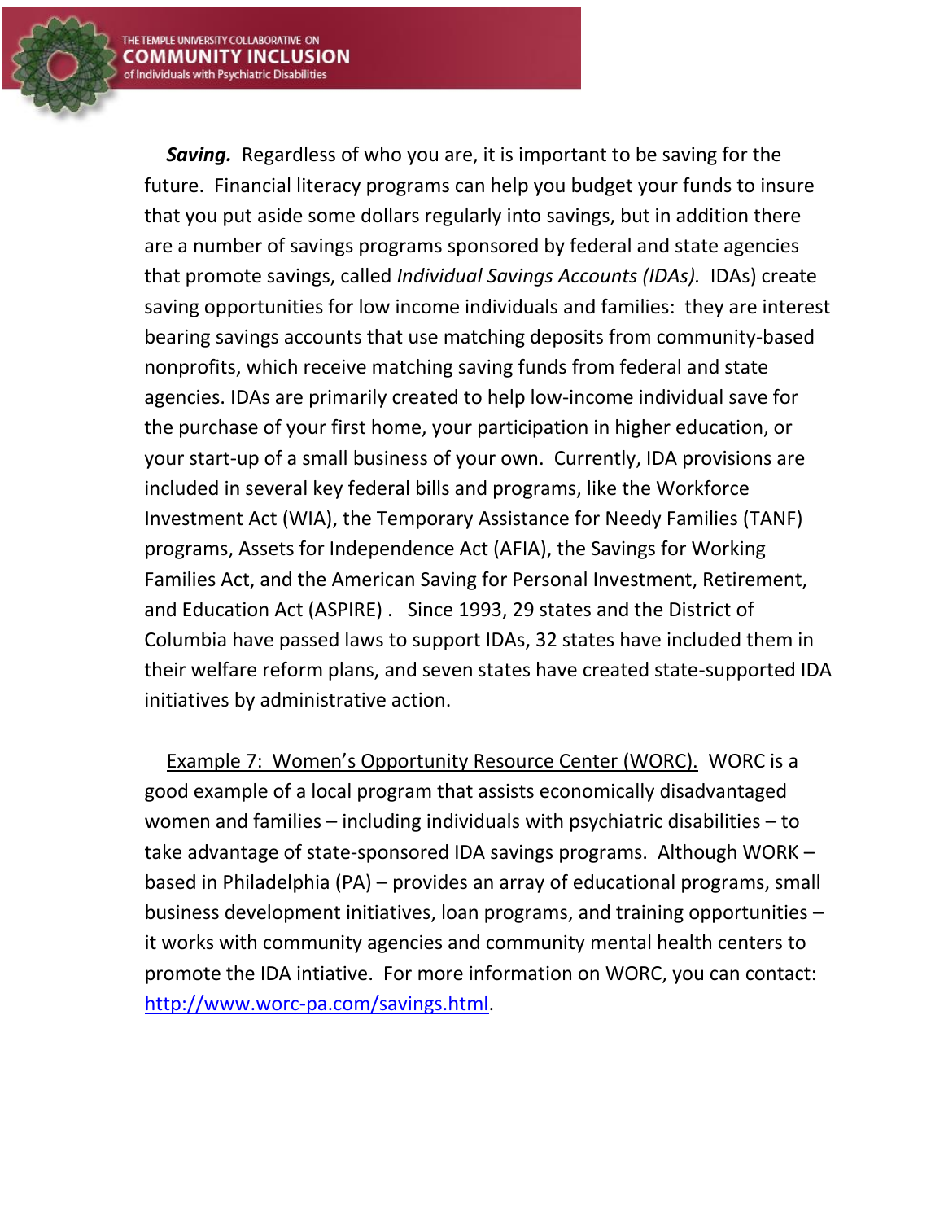***Saving.*** Regardless of who you are, it is important to be saving for the future. Financial literacy programs can help you budget your funds to insure that you put aside some dollars regularly into savings, but in addition there are a number of savings programs sponsored by federal and state agencies that promote savings, called *Individual Savings Accounts (IDAs).* IDAs) create saving opportunities for low income individuals and families: they are interest bearing savings accounts that use matching deposits from community-based nonprofits, which receive matching saving funds from federal and state agencies. IDAs are primarily created to help low-income individual save for the purchase of your first home, your participation in higher education, or your start-up of a small business of your own. Currently, IDA provisions are included in several key federal bills and programs, like the Workforce Investment Act (WIA), the Temporary Assistance for Needy Families (TANF) programs, Assets for Independence Act (AFIA), the Savings for Working Families Act, and the American Saving for Personal Investment, Retirement, and Education Act (ASPIRE) . Since 1993, 29 states and the District of Columbia have passed laws to support IDAs, 32 states have included them in their welfare reform plans, and seven states have created state-supported IDA initiatives by administrative action.

<u>Example 7: Women's Opportunity Resource Center (WORC).</u> WORC is a good example of a local program that assists economically disadvantaged women and families – including individuals with psychiatric disabilities – to take advantage of state-sponsored IDA savings programs. Although WORK – based in Philadelphia (PA) – provides an array of educational programs, small business development initiatives, loan programs, and training opportunities – it works with community agencies and community mental health centers to promote the IDA intiative. For more information on WORC, you can contact: http://www.worc-pa.com/savings.html.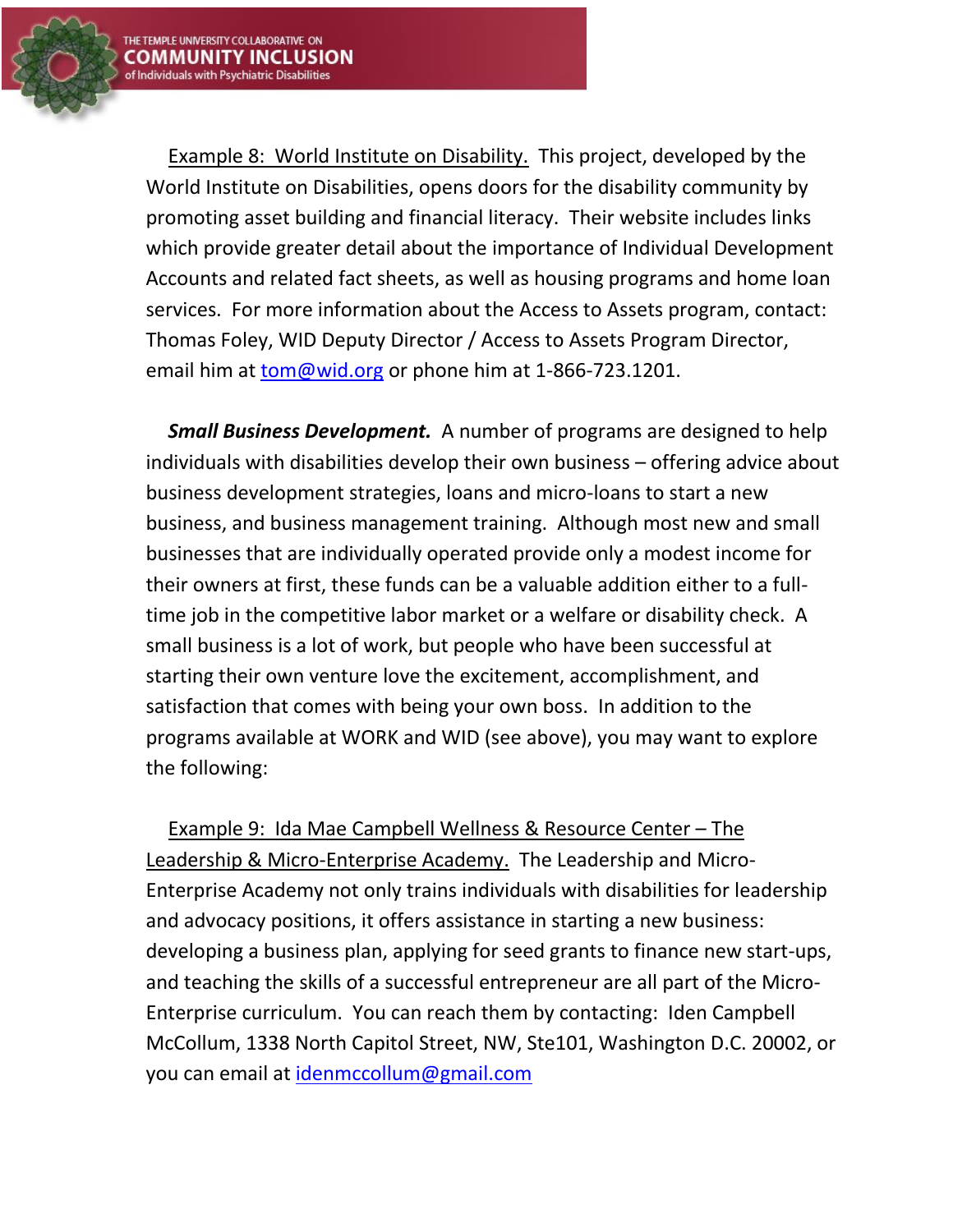Example 8:  World Institute on Disability.  This project, developed by the World Institute on Disabilities, opens doors for the disability community by promoting asset building and financial literacy.  Their website includes links which provide greater detail about the importance of Individual Development Accounts and related fact sheets, as well as housing programs and home loan services.  For more information about the Access to Assets program, contact: Thomas Foley, WID Deputy Director / Access to Assets Program Director, email him at tom@wid.org or phone him at 1-866-723.1201.

***Small Business Development.***  A number of programs are designed to help individuals with disabilities develop their own business – offering advice about business development strategies, loans and micro-loans to start a new business, and business management training.  Although most new and small businesses that are individually operated provide only a modest income for their owners at first, these funds can be a valuable addition either to a full-time job in the competitive labor market or a welfare or disability check.  A small business is a lot of work, but people who have been successful at starting their own venture love the excitement, accomplishment, and satisfaction that comes with being your own boss.  In addition to the programs available at WORK and WID (see above), you may want to explore the following:

Example 9:  Ida Mae Campbell Wellness & Resource Center – The Leadership & Micro-Enterprise Academy.  The Leadership and Micro-Enterprise Academy not only trains individuals with disabilities for leadership and advocacy positions, it offers assistance in starting a new business: developing a business plan, applying for seed grants to finance new start-ups, and teaching the skills of a successful entrepreneur are all part of the Micro-Enterprise curriculum.  You can reach them by contacting:  Iden Campbell McCollum, 1338 North Capitol Street, NW, Ste101, Washington D.C. 20002, or you can email at idenmccollum@gmail.com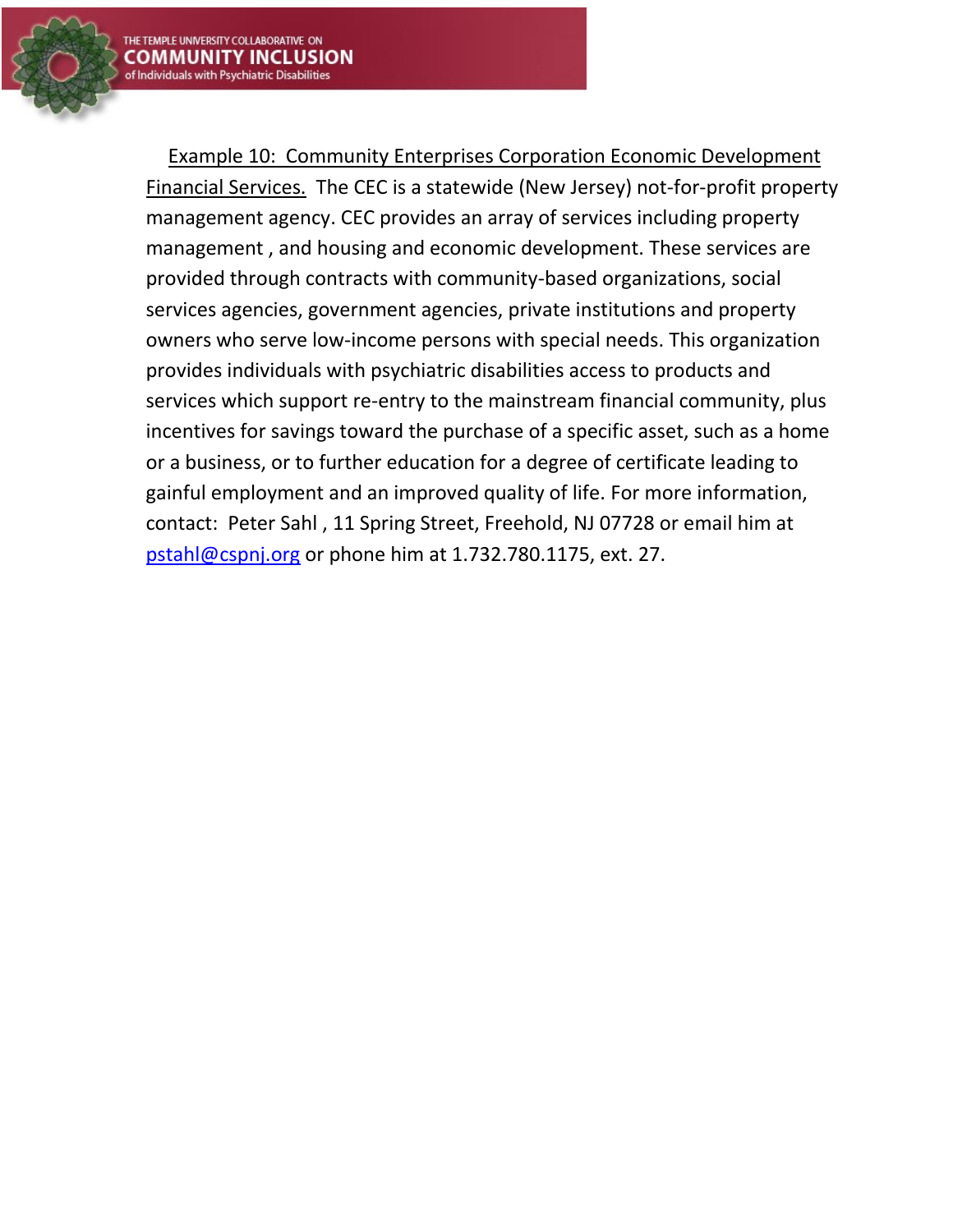Example 10: Community Enterprises Corporation Economic Development Financial Services. The CEC is a statewide (New Jersey) not-for-profit property management agency. CEC provides an array of services including property management , and housing and economic development. These services are provided through contracts with community-based organizations, social services agencies, government agencies, private institutions and property owners who serve low-income persons with special needs. This organization provides individuals with psychiatric disabilities access to products and services which support re-entry to the mainstream financial community, plus incentives for savings toward the purchase of a specific asset, such as a home or a business, or to further education for a degree of certificate leading to gainful employment and an improved quality of life. For more information, contact: Peter Sahl , 11 Spring Street, Freehold, NJ 07728 or email him at pstahl@cspnj.org or phone him at 1.732.780.1175, ext. 27.